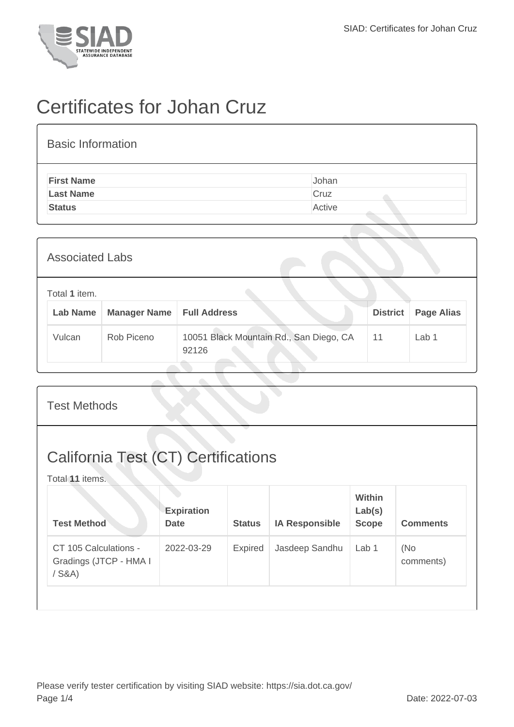# Certificates for Johan Cruz

## Basic Information

| | |
|---|---|
| **First Name** | Johan |
| **Last Name** | Cruz |
| **Status** | Active |

## Associated Labs

Total **1** item.

| Lab Name | Manager Name | Full Address | District | Page Alias |
|---|---|---|---|---|
| Vulcan | Rob Piceno | 10051 Black Mountain Rd., San Diego, CA 92126 | 11 | Lab 1 |

## Test Methods

### California Test (CT) Certifications

Total **11** items.

| Test Method | Expiration Date | Status | IA Responsible | Within Lab(s) Scope | Comments |
|---|---|---|---|---|---|
| CT 105 Calculations - Gradings (JTCP - HMA I / S&A) | 2022-03-29 | Expired | Jasdeep Sandhu | Lab 1 | (No comments) |

Please verify tester certification by visiting SIAD website: https://sia.dot.ca.gov/

Date: 2022-07-03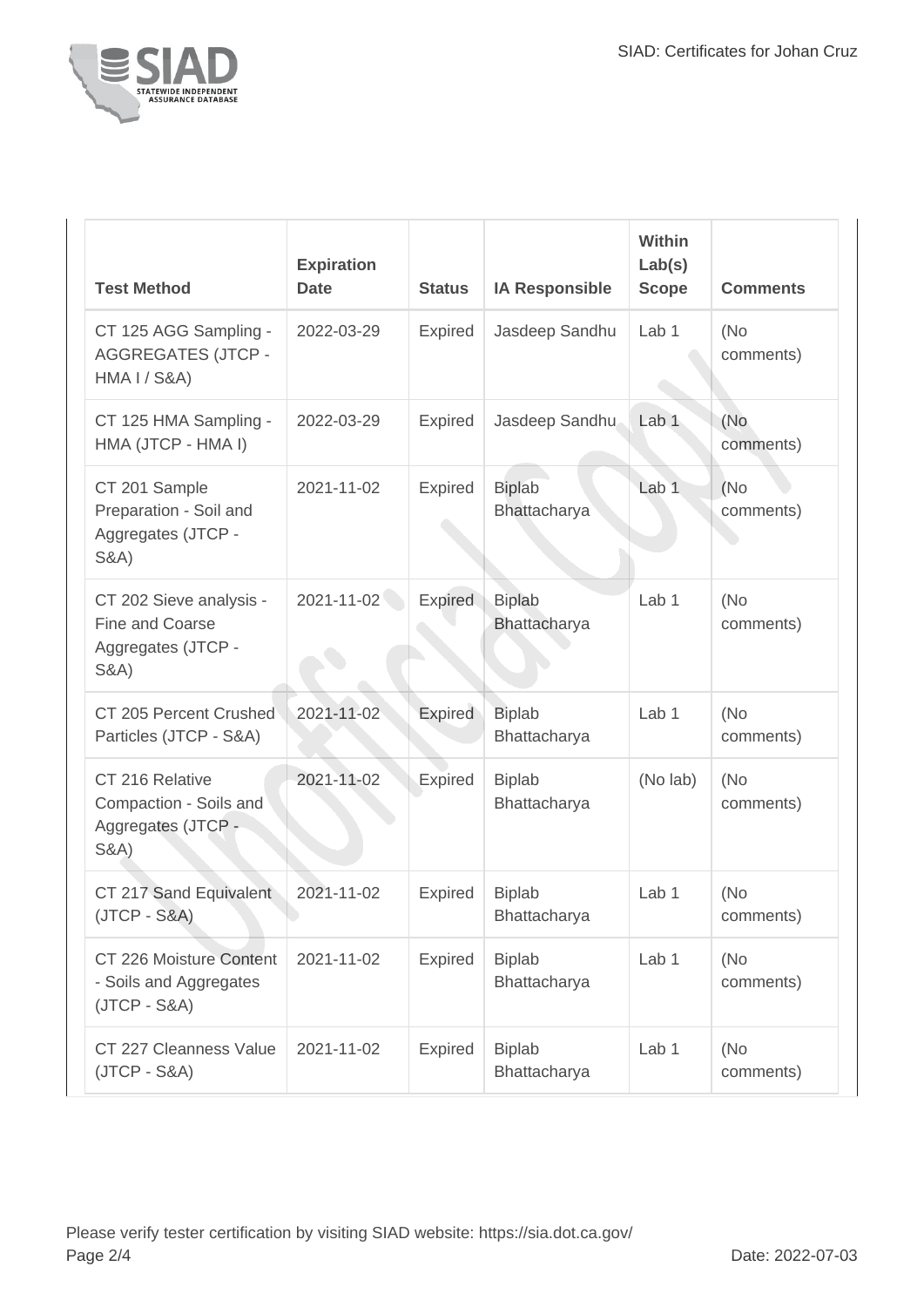| Test Method | Expiration Date | Status | IA Responsible | Within Lab(s) Scope | Comments |
| --- | --- | --- | --- | --- | --- |
| CT 125 AGG Sampling - AGGREGATES (JTCP - HMA I / S&A) | 2022-03-29 | Expired | Jasdeep Sandhu | Lab 1 | (No comments) |
| CT 125 HMA Sampling - HMA (JTCP - HMA I) | 2022-03-29 | Expired | Jasdeep Sandhu | Lab 1 | (No comments) |
| CT 201 Sample Preparation - Soil and Aggregates (JTCP - S&A) | 2021-11-02 | Expired | Biplab Bhattacharya | Lab 1 | (No comments) |
| CT 202 Sieve analysis - Fine and Coarse Aggregates (JTCP - S&A) | 2021-11-02 | Expired | Biplab Bhattacharya | Lab 1 | (No comments) |
| CT 205 Percent Crushed Particles (JTCP - S&A) | 2021-11-02 | Expired | Biplab Bhattacharya | Lab 1 | (No comments) |
| CT 216 Relative Compaction - Soils and Aggregates (JTCP - S&A) | 2021-11-02 | Expired | Biplab Bhattacharya | (No lab) | (No comments) |
| CT 217 Sand Equivalent (JTCP - S&A) | 2021-11-02 | Expired | Biplab Bhattacharya | Lab 1 | (No comments) |
| CT 226 Moisture Content - Soils and Aggregates (JTCP - S&A) | 2021-11-02 | Expired | Biplab Bhattacharya | Lab 1 | (No comments) |
| CT 227 Cleanness Value (JTCP - S&A) | 2021-11-02 | Expired | Biplab Bhattacharya | Lab 1 | (No comments) |

Please verify tester certification by visiting SIAD website: https://sia.dot.ca.gov/

Date: 2022-07-03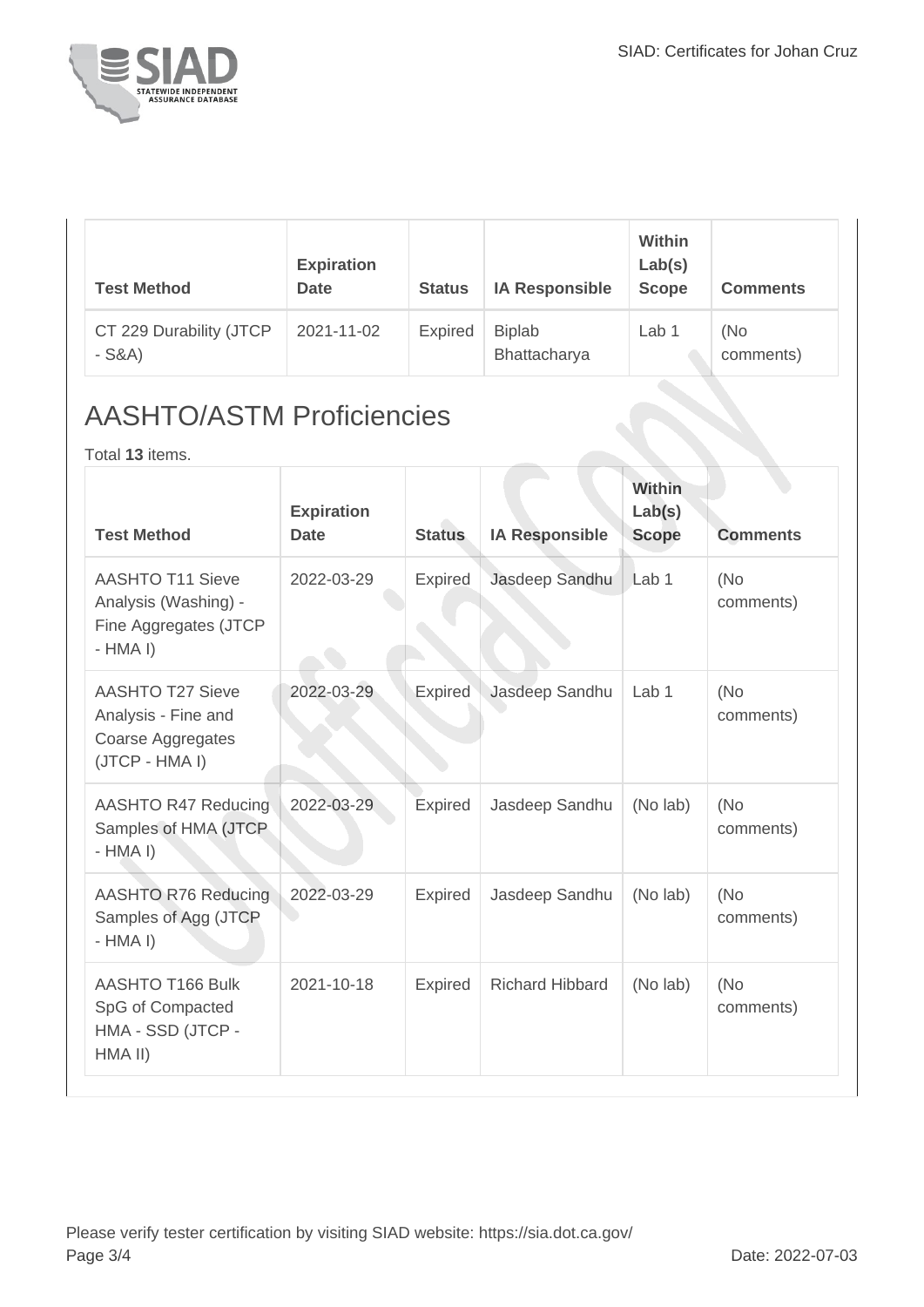| Test Method | Expiration Date | Status | IA Responsible | Within Lab(s) Scope | Comments |
| --- | --- | --- | --- | --- | --- |
| CT 229 Durability (JTCP - S&A) | 2021-11-02 | Expired | Biplab Bhattacharya | Lab 1 | (No comments) |

## AASHTO/ASTM Proficiencies

Total **13** items.

| Test Method | Expiration Date | Status | IA Responsible | Within Lab(s) Scope | Comments |
| --- | --- | --- | --- | --- | --- |
| AASHTO T11 Sieve Analysis (Washing) - Fine Aggregates (JTCP - HMA I) | 2022-03-29 | Expired | Jasdeep Sandhu | Lab 1 | (No comments) |
| AASHTO T27 Sieve Analysis - Fine and Coarse Aggregates (JTCP - HMA I) | 2022-03-29 | Expired | Jasdeep Sandhu | Lab 1 | (No comments) |
| AASHTO R47 Reducing Samples of HMA (JTCP - HMA I) | 2022-03-29 | Expired | Jasdeep Sandhu | (No lab) | (No comments) |
| AASHTO R76 Reducing Samples of Agg (JTCP - HMA I) | 2022-03-29 | Expired | Jasdeep Sandhu | (No lab) | (No comments) |
| AASHTO T166 Bulk SpG of Compacted HMA - SSD (JTCP - HMA II) | 2021-10-18 | Expired | Richard Hibbard | (No lab) | (No comments) |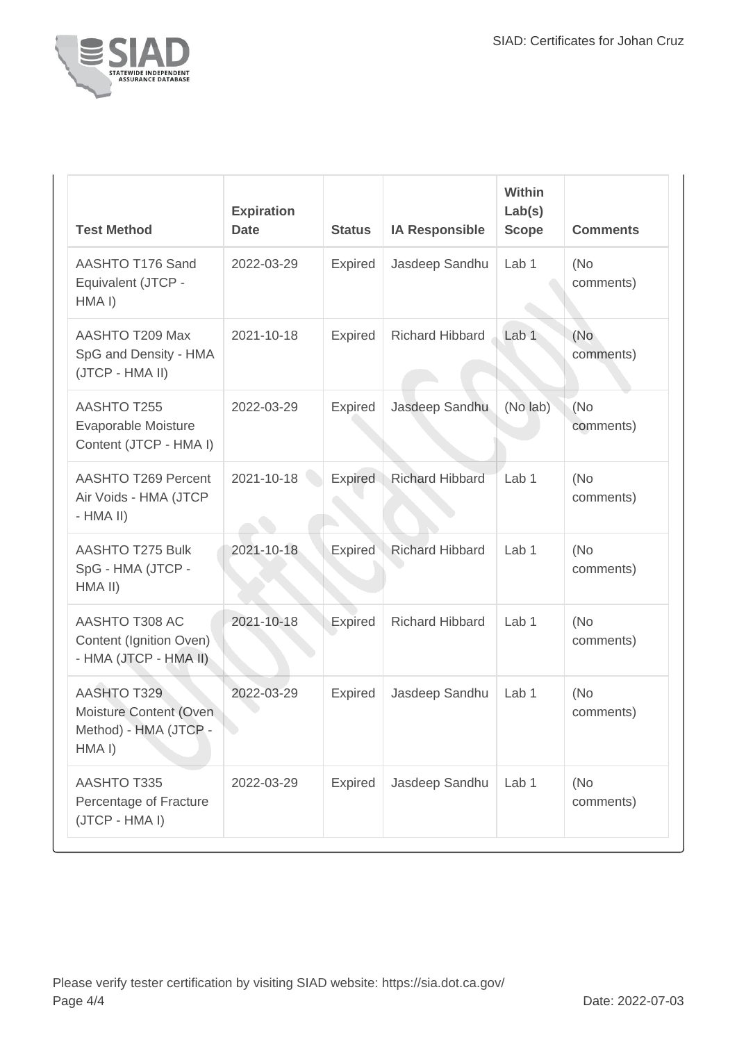| Test Method | Expiration Date | Status | IA Responsible | Within Lab(s) Scope | Comments |
|---|---|---|---|---|---|
| AASHTO T176 Sand Equivalent (JTCP - HMA I) | 2022-03-29 | Expired | Jasdeep Sandhu | Lab 1 | (No comments) |
| AASHTO T209 Max SpG and Density - HMA (JTCP - HMA II) | 2021-10-18 | Expired | Richard Hibbard | Lab 1 | (No comments) |
| AASHTO T255 Evaporable Moisture Content (JTCP - HMA I) | 2022-03-29 | Expired | Jasdeep Sandhu | (No lab) | (No comments) |
| AASHTO T269 Percent Air Voids - HMA (JTCP - HMA II) | 2021-10-18 | Expired | Richard Hibbard | Lab 1 | (No comments) |
| AASHTO T275 Bulk SpG - HMA (JTCP - HMA II) | 2021-10-18 | Expired | Richard Hibbard | Lab 1 | (No comments) |
| AASHTO T308 AC Content (Ignition Oven) - HMA (JTCP - HMA II) | 2021-10-18 | Expired | Richard Hibbard | Lab 1 | (No comments) |
| AASHTO T329 Moisture Content (Oven Method) - HMA (JTCP - HMA I) | 2022-03-29 | Expired | Jasdeep Sandhu | Lab 1 | (No comments) |
| AASHTO T335 Percentage of Fracture (JTCP - HMA I) | 2022-03-29 | Expired | Jasdeep Sandhu | Lab 1 | (No comments) |

Please verify tester certification by visiting SIAD website: https://sia.dot.ca.gov/

Date: 2022-07-03